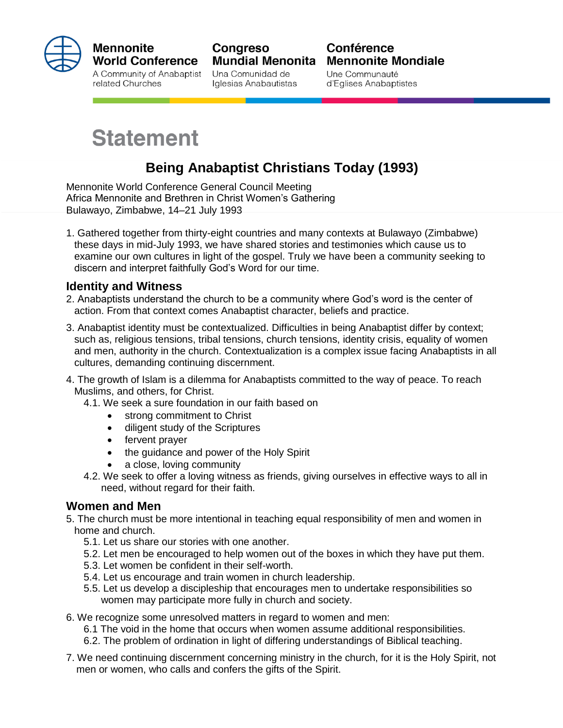Mennonite World Conference
A Community of Anabaptist related Churches

Congreso Mundial Menonita
Una Comunidad de Iglesias Anabautistas

Conférence Mennonite Mondiale
Une Communauté d'Eglises Anabaptistes

# Statement

## Being Anabaptist Christians Today (1993)

Mennonite World Conference General Council Meeting
Africa Mennonite and Brethren in Christ Women's Gathering
Bulawayo, Zimbabwe, 14–21 July 1993

1. Gathered together from thirty-eight countries and many contexts at Bulawayo (Zimbabwe) these days in mid-July 1993, we have shared stories and testimonies which cause us to examine our own cultures in light of the gospel. Truly we have been a community seeking to discern and interpret faithfully God's Word for our time.

### Identity and Witness

2. Anabaptists understand the church to be a community where God's word is the center of action. From that context comes Anabaptist character, beliefs and practice.

3. Anabaptist identity must be contextualized. Difficulties in being Anabaptist differ by context; such as, religious tensions, tribal tensions, church tensions, identity crisis, equality of women and men, authority in the church. Contextualization is a complex issue facing Anabaptists in all cultures, demanding continuing discernment.

4. The growth of Islam is a dilemma for Anabaptists committed to the way of peace. To reach Muslims, and others, for Christ.
   - 4.1. We seek a sure foundation in our faith based on
     - strong commitment to Christ
     - diligent study of the Scriptures
     - fervent prayer
     - the guidance and power of the Holy Spirit
     - a close, loving community
   - 4.2. We seek to offer a loving witness as friends, giving ourselves in effective ways to all in need, without regard for their faith.

### Women and Men

5. The church must be more intentional in teaching equal responsibility of men and women in home and church.
   - 5.1. Let us share our stories with one another.
   - 5.2. Let men be encouraged to help women out of the boxes in which they have put them.
   - 5.3. Let women be confident in their self-worth.
   - 5.4. Let us encourage and train women in church leadership.
   - 5.5. Let us develop a discipleship that encourages men to undertake responsibilities so women may participate more fully in church and society.

6. We recognize some unresolved matters in regard to women and men:
   - 6.1 The void in the home that occurs when women assume additional responsibilities.
   - 6.2. The problem of ordination in light of differing understandings of Biblical teaching.

7. We need continuing discernment concerning ministry in the church, for it is the Holy Spirit, not men or women, who calls and confers the gifts of the Spirit.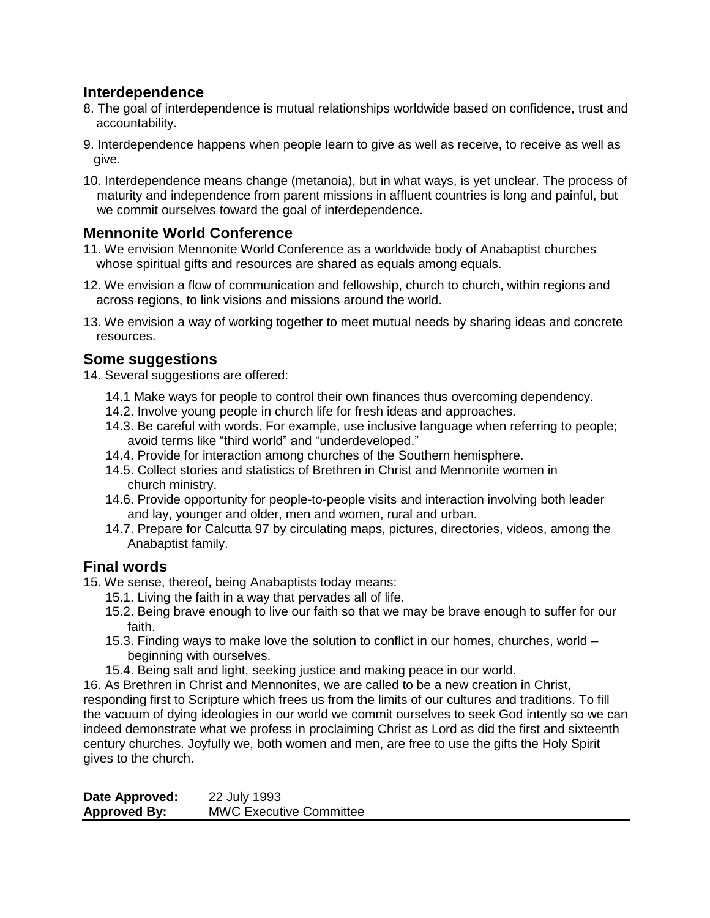## Interdependence

8. The goal of interdependence is mutual relationships worldwide based on confidence, trust and accountability.

9. Interdependence happens when people learn to give as well as receive, to receive as well as give.

10. Interdependence means change (metanoia), but in what ways, is yet unclear. The process of maturity and independence from parent missions in affluent countries is long and painful, but we commit ourselves toward the goal of interdependence.

## Mennonite World Conference

11. We envision Mennonite World Conference as a worldwide body of Anabaptist churches whose spiritual gifts and resources are shared as equals among equals.

12. We envision a flow of communication and fellowship, church to church, within regions and across regions, to link visions and missions around the world.

13. We envision a way of working together to meet mutual needs by sharing ideas and concrete resources.

## Some suggestions

14. Several suggestions are offered:

- 14.1 Make ways for people to control their own finances thus overcoming dependency.
- 14.2. Involve young people in church life for fresh ideas and approaches.
- 14.3. Be careful with words. For example, use inclusive language when referring to people; avoid terms like "third world" and "underdeveloped."
- 14.4. Provide for interaction among churches of the Southern hemisphere.
- 14.5. Collect stories and statistics of Brethren in Christ and Mennonite women in church ministry.
- 14.6. Provide opportunity for people-to-people visits and interaction involving both leader and lay, younger and older, men and women, rural and urban.
- 14.7. Prepare for Calcutta 97 by circulating maps, pictures, directories, videos, among the Anabaptist family.

## Final words

15. We sense, thereof, being Anabaptists today means:

- 15.1. Living the faith in a way that pervades all of life.
- 15.2. Being brave enough to live our faith so that we may be brave enough to suffer for our faith.
- 15.3. Finding ways to make love the solution to conflict in our homes, churches, world – beginning with ourselves.
- 15.4. Being salt and light, seeking justice and making peace in our world.

16. As Brethren in Christ and Mennonites, we are called to be a new creation in Christ, responding first to Scripture which frees us from the limits of our cultures and traditions. To fill the vacuum of dying ideologies in our world we commit ourselves to seek God intently so we can indeed demonstrate what we profess in proclaiming Christ as Lord as did the first and sixteenth century churches. Joyfully we, both women and men, are free to use the gifts the Holy Spirit gives to the church.

| | |
|---|---|
| **Date Approved:** | 22 July 1993 |
| **Approved By:** | MWC Executive Committee |